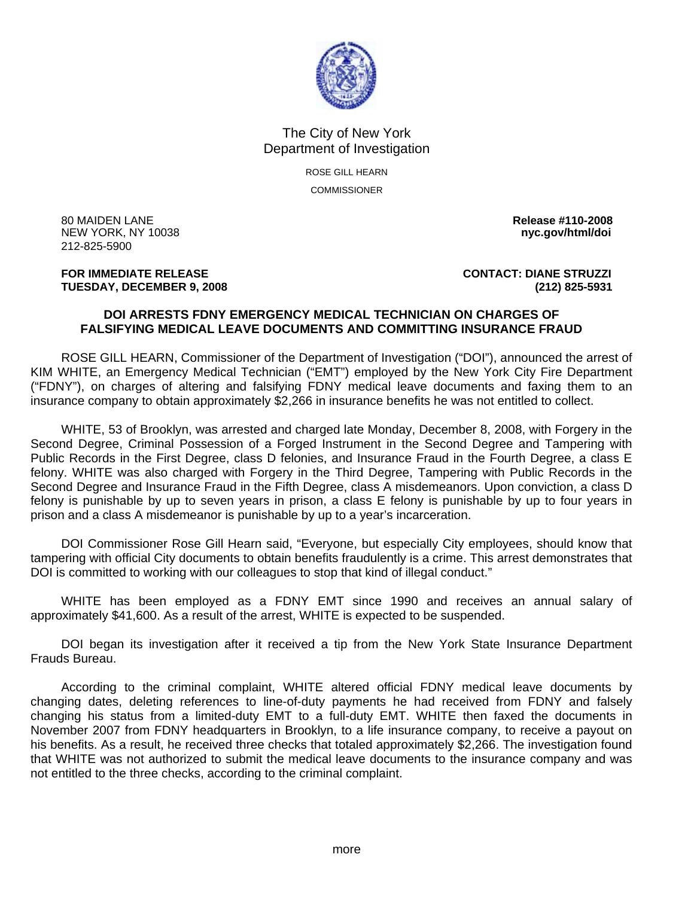The City of New York
Department of Investigation

ROSE GILL HEARN

COMMISSIONER

80 MAIDEN LANE
NEW YORK, NY 10038
212-825-5900

**Release #110-2008**
**nyc.gov/html/doi**

**FOR IMMEDIATE RELEASE**
**TUESDAY, DECEMBER 9, 2008**

**CONTACT: DIANE STRUZZI**
**(212) 825-5931**

**DOI ARRESTS FDNY EMERGENCY MEDICAL TECHNICIAN ON CHARGES OF FALSIFYING MEDICAL LEAVE DOCUMENTS AND COMMITTING INSURANCE FRAUD**

ROSE GILL HEARN, Commissioner of the Department of Investigation ("DOI"), announced the arrest of KIM WHITE, an Emergency Medical Technician ("EMT") employed by the New York City Fire Department ("FDNY"), on charges of altering and falsifying FDNY medical leave documents and faxing them to an insurance company to obtain approximately $2,266 in insurance benefits he was not entitled to collect.

WHITE, 53 of Brooklyn, was arrested and charged late Monday, December 8, 2008, with Forgery in the Second Degree, Criminal Possession of a Forged Instrument in the Second Degree and Tampering with Public Records in the First Degree, class D felonies, and Insurance Fraud in the Fourth Degree, a class E felony. WHITE was also charged with Forgery in the Third Degree, Tampering with Public Records in the Second Degree and Insurance Fraud in the Fifth Degree, class A misdemeanors. Upon conviction, a class D felony is punishable by up to seven years in prison, a class E felony is punishable by up to four years in prison and a class A misdemeanor is punishable by up to a year's incarceration.

DOI Commissioner Rose Gill Hearn said, "Everyone, but especially City employees, should know that tampering with official City documents to obtain benefits fraudulently is a crime. This arrest demonstrates that DOI is committed to working with our colleagues to stop that kind of illegal conduct."

WHITE has been employed as a FDNY EMT since 1990 and receives an annual salary of approximately $41,600. As a result of the arrest, WHITE is expected to be suspended.

DOI began its investigation after it received a tip from the New York State Insurance Department Frauds Bureau.

According to the criminal complaint, WHITE altered official FDNY medical leave documents by changing dates, deleting references to line-of-duty payments he had received from FDNY and falsely changing his status from a limited-duty EMT to a full-duty EMT. WHITE then faxed the documents in November 2007 from FDNY headquarters in Brooklyn, to a life insurance company, to receive a payout on his benefits. As a result, he received three checks that totaled approximately $2,266. The investigation found that WHITE was not authorized to submit the medical leave documents to the insurance company and was not entitled to the three checks, according to the criminal complaint.

more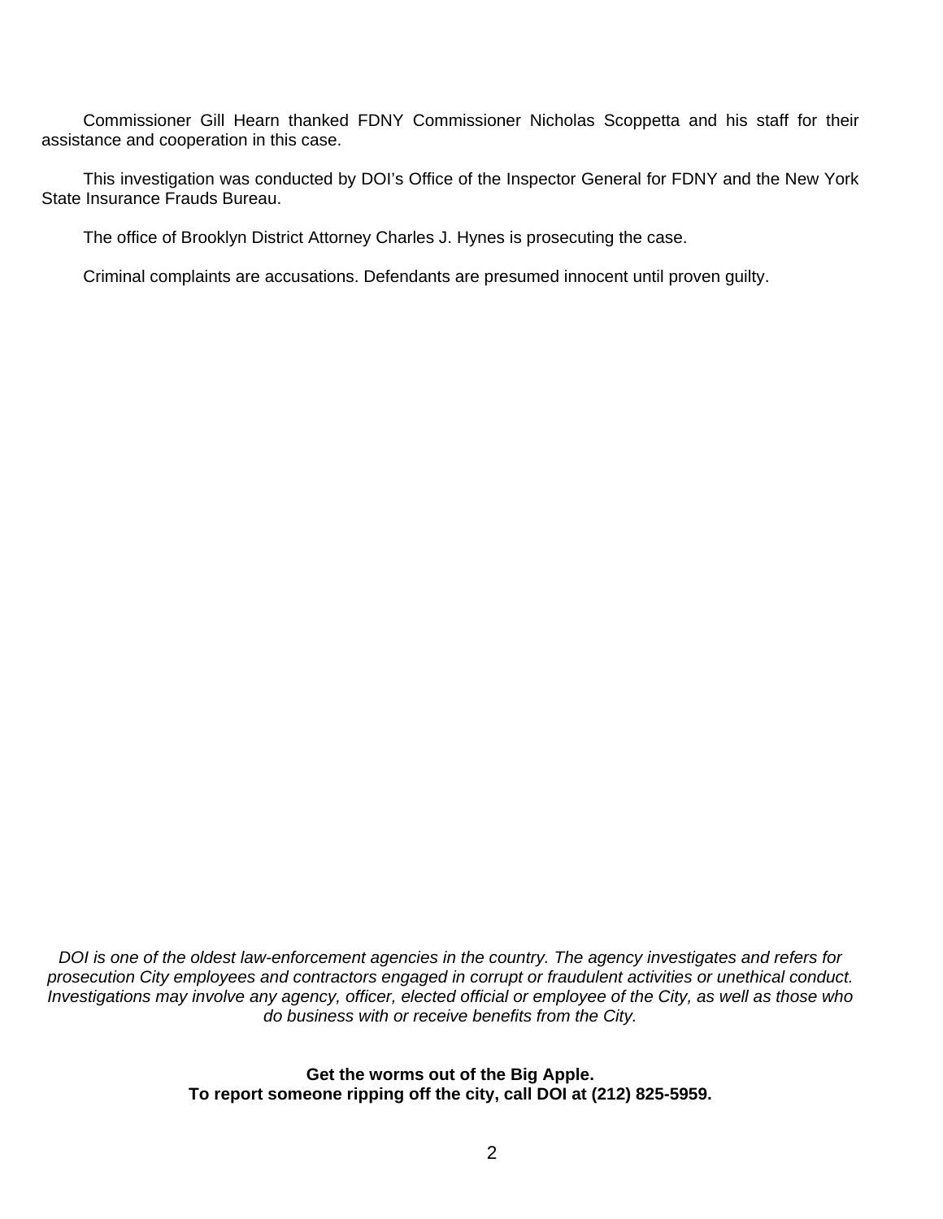Commissioner Gill Hearn thanked FDNY Commissioner Nicholas Scoppetta and his staff for their assistance and cooperation in this case.

This investigation was conducted by DOI's Office of the Inspector General for FDNY and the New York State Insurance Frauds Bureau.

The office of Brooklyn District Attorney Charles J. Hynes is prosecuting the case.

Criminal complaints are accusations. Defendants are presumed innocent until proven guilty.

*DOI is one of the oldest law-enforcement agencies in the country. The agency investigates and refers for prosecution City employees and contractors engaged in corrupt or fraudulent activities or unethical conduct. Investigations may involve any agency, officer, elected official or employee of the City, as well as those who do business with or receive benefits from the City.*

**Get the worms out of the Big Apple.**
**To report someone ripping off the city, call DOI at (212) 825-5959.**